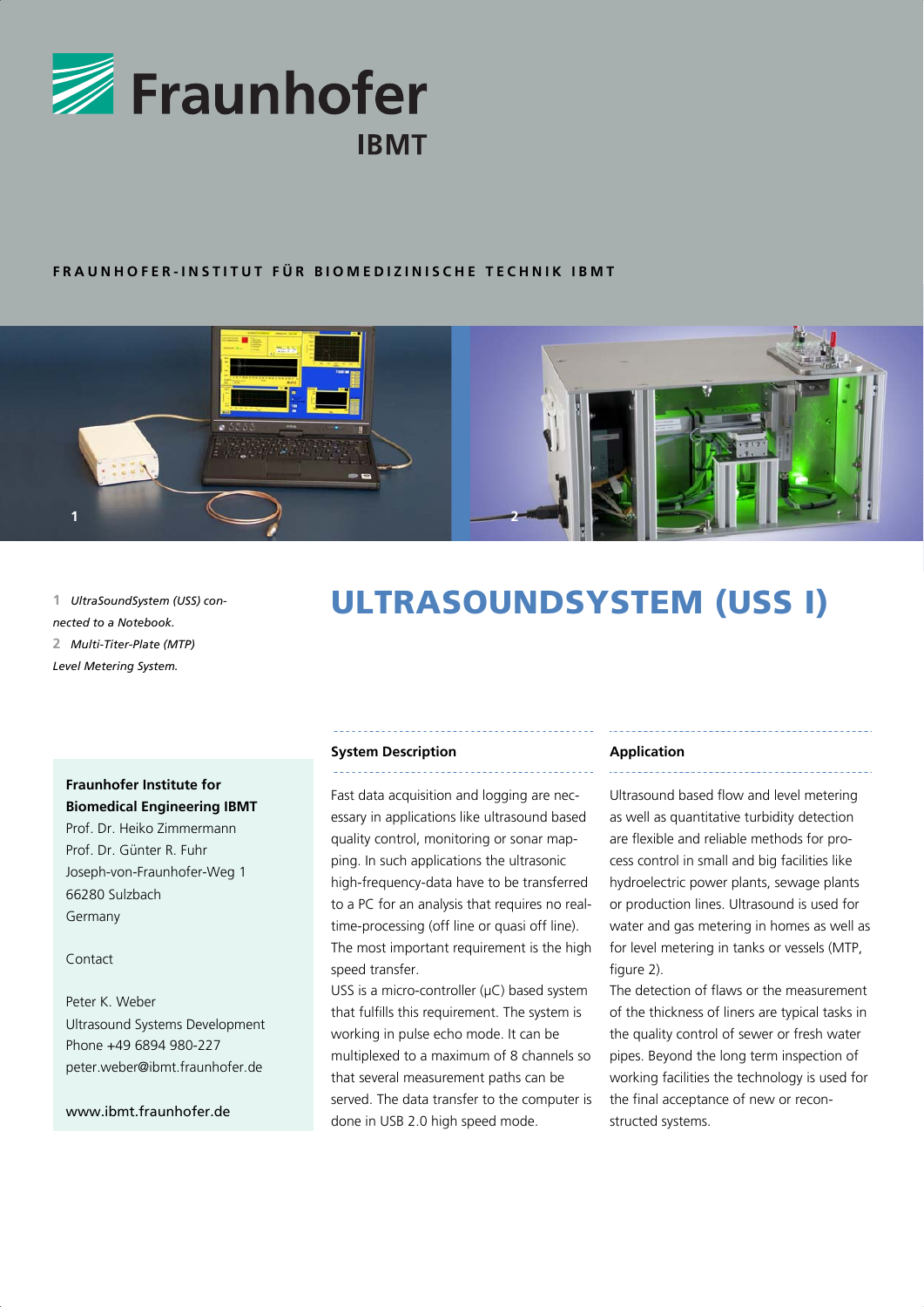# Fraunhofer IBMT

**FRAUNHOFER-INSTITUT FÜR BIOMEDIZINISCHE TECHNIK IBMT**

1 *UltraSoundSystem (USS) connected to a Notebook.*
2 *Multi-Titer-Plate (MTP) Level Metering System.*

# ULTRASOUNDSYSTEM (USS I)

**Fraunhofer Institute for Biomedical Engineering IBMT**
Prof. Dr. Heiko Zimmermann
Prof. Dr. Günter R. Fuhr
Joseph-von-Fraunhofer-Weg 1
66280 Sulzbach
Germany

Contact

Peter K. Weber
Ultrasound Systems Development
Phone +49 6894 980-227
peter.weber@ibmt.fraunhofer.de

www.ibmt.fraunhofer.de

### System Description

Fast data acquisition and logging are necessary in applications like ultrasound based quality control, monitoring or sonar mapping. In such applications the ultrasonic high-frequency-data have to be transferred to a PC for an analysis that requires no real-time-processing (off line or quasi off line). The most important requirement is the high speed transfer.

USS is a micro-controller (μC) based system that fulfills this requirement. The system is working in pulse echo mode. It can be multiplexed to a maximum of 8 channels so that several measurement paths can be served. The data transfer to the computer is done in USB 2.0 high speed mode.

### Application

Ultrasound based flow and level metering as well as quantitative turbidity detection are flexible and reliable methods for process control in small and big facilities like hydroelectric power plants, sewage plants or production lines. Ultrasound is used for water and gas metering in homes as well as for level metering in tanks or vessels (MTP, figure 2).

The detection of flaws or the measurement of the thickness of liners are typical tasks in the quality control of sewer or fresh water pipes. Beyond the long term inspection of working facilities the technology is used for the final acceptance of new or reconstructed systems.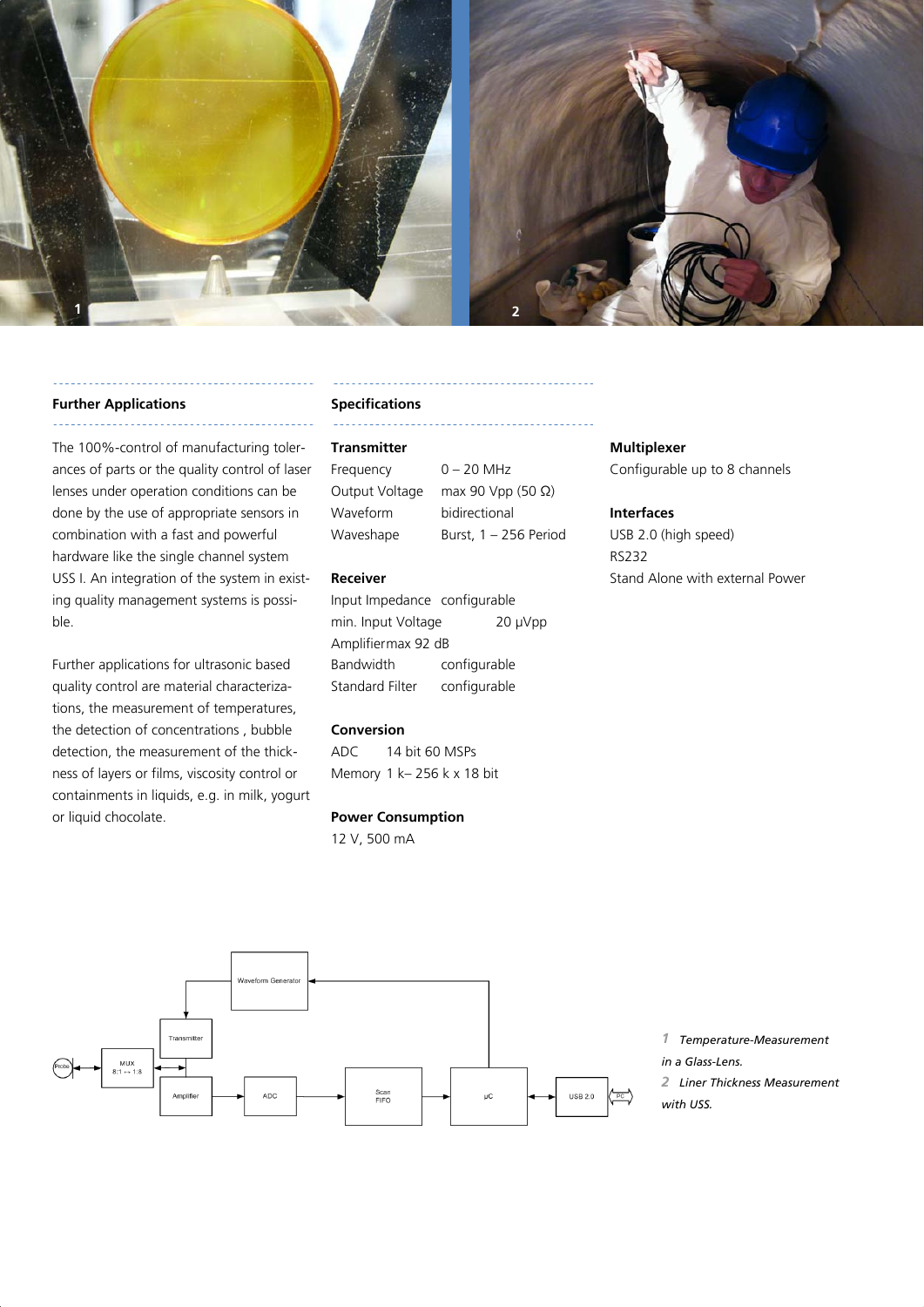## Further Applications

The 100%-control of manufacturing tolerances of parts or the quality control of laser lenses under operation conditions can be done by the use of appropriate sensors in combination with a fast and powerful hardware like the single channel system USS I. An integration of the system in existing quality management systems is possible.

Further applications for ultrasonic based quality control are material characterizations, the measurement of temperatures, the detection of concentrations , bubble detection, the measurement of the thickness of layers or films, viscosity control or containments in liquids, e.g. in milk, yogurt or liquid chocolate.

## Specifications

**Transmitter**

| | |
|---|---|
| Frequency | 0 – 20 MHz |
| Output Voltage | max 90 Vpp (50 Ω) |
| Waveform | bidirectional |
| Waveshape | Burst, 1 – 256 Period |

**Receiver**

| | |
|---|---|
| Input Impedance | configurable |
| min. Input Voltage | 20 µVpp |
| Amplifier | max 92 dB |
| Bandwidth | configurable |
| Standard Filter | configurable |

**Conversion**

| | |
|---|---|
| ADC | 14 bit 60 MSPs |
| Memory | 1 k– 256 k x 18 bit |

**Power Consumption**

12 V, 500 mA

**Multiplexer**

Configurable up to 8 channels

**Interfaces**

USB 2.0 (high speed)
RS232
Stand Alone with external Power

Waveform Generator
Transmitter
Probe
MUX 8:1 ↔ 1:8
Amplifier
ADC
Scan FIFO
µC
USB 2.0
PC

*1 Temperature-Measurement in a Glass-Lens.*

*2 Liner Thickness Measurement with USS.*